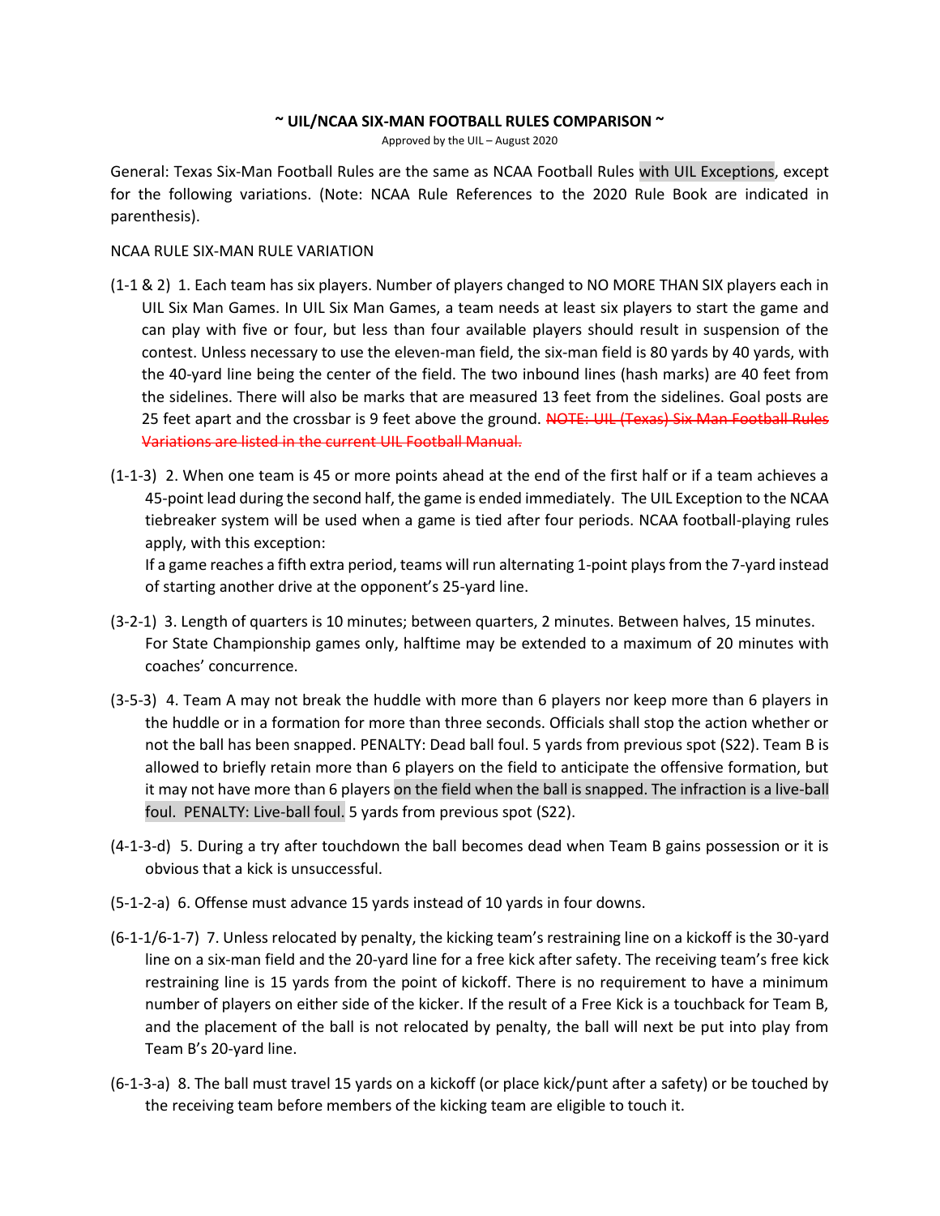**~ UIL/NCAA SIX-MAN FOOTBALL RULES COMPARISON ~**

Approved by the UIL – August 2020

General: Texas Six-Man Football Rules are the same as NCAA Football Rules with UIL Exceptions, except for the following variations. (Note: NCAA Rule References to the 2020 Rule Book are indicated in parenthesis).

NCAA RULE SIX-MAN RULE VARIATION

(1-1 & 2) 1. Each team has six players. Number of players changed to NO MORE THAN SIX players each in UIL Six Man Games. In UIL Six Man Games, a team needs at least six players to start the game and can play with five or four, but less than four available players should result in suspension of the contest. Unless necessary to use the eleven-man field, the six-man field is 80 yards by 40 yards, with the 40-yard line being the center of the field. The two inbound lines (hash marks) are 40 feet from the sidelines. There will also be marks that are measured 13 feet from the sidelines. Goal posts are 25 feet apart and the crossbar is 9 feet above the ground. ~~NOTE: UIL (Texas) Six Man Football Rules Variations are listed in the current UIL Football Manual.~~

(1-1-3) 2. When one team is 45 or more points ahead at the end of the first half or if a team achieves a 45-point lead during the second half, the game is ended immediately. The UIL Exception to the NCAA tiebreaker system will be used when a game is tied after four periods. NCAA football-playing rules apply, with this exception:
If a game reaches a fifth extra period, teams will run alternating 1-point plays from the 7-yard instead of starting another drive at the opponent's 25-yard line.

(3-2-1) 3. Length of quarters is 10 minutes; between quarters, 2 minutes. Between halves, 15 minutes. For State Championship games only, halftime may be extended to a maximum of 20 minutes with coaches' concurrence.

(3-5-3) 4. Team A may not break the huddle with more than 6 players nor keep more than 6 players in the huddle or in a formation for more than three seconds. Officials shall stop the action whether or not the ball has been snapped. PENALTY: Dead ball foul. 5 yards from previous spot (S22). Team B is allowed to briefly retain more than 6 players on the field to anticipate the offensive formation, but it may not have more than 6 players on the field when the ball is snapped. The infraction is a live-ball foul. PENALTY: Live-ball foul. 5 yards from previous spot (S22).

(4-1-3-d) 5. During a try after touchdown the ball becomes dead when Team B gains possession or it is obvious that a kick is unsuccessful.

(5-1-2-a) 6. Offense must advance 15 yards instead of 10 yards in four downs.

(6-1-1/6-1-7) 7. Unless relocated by penalty, the kicking team's restraining line on a kickoff is the 30-yard line on a six-man field and the 20-yard line for a free kick after safety. The receiving team's free kick restraining line is 15 yards from the point of kickoff. There is no requirement to have a minimum number of players on either side of the kicker. If the result of a Free Kick is a touchback for Team B, and the placement of the ball is not relocated by penalty, the ball will next be put into play from Team B's 20-yard line.

(6-1-3-a) 8. The ball must travel 15 yards on a kickoff (or place kick/punt after a safety) or be touched by the receiving team before members of the kicking team are eligible to touch it.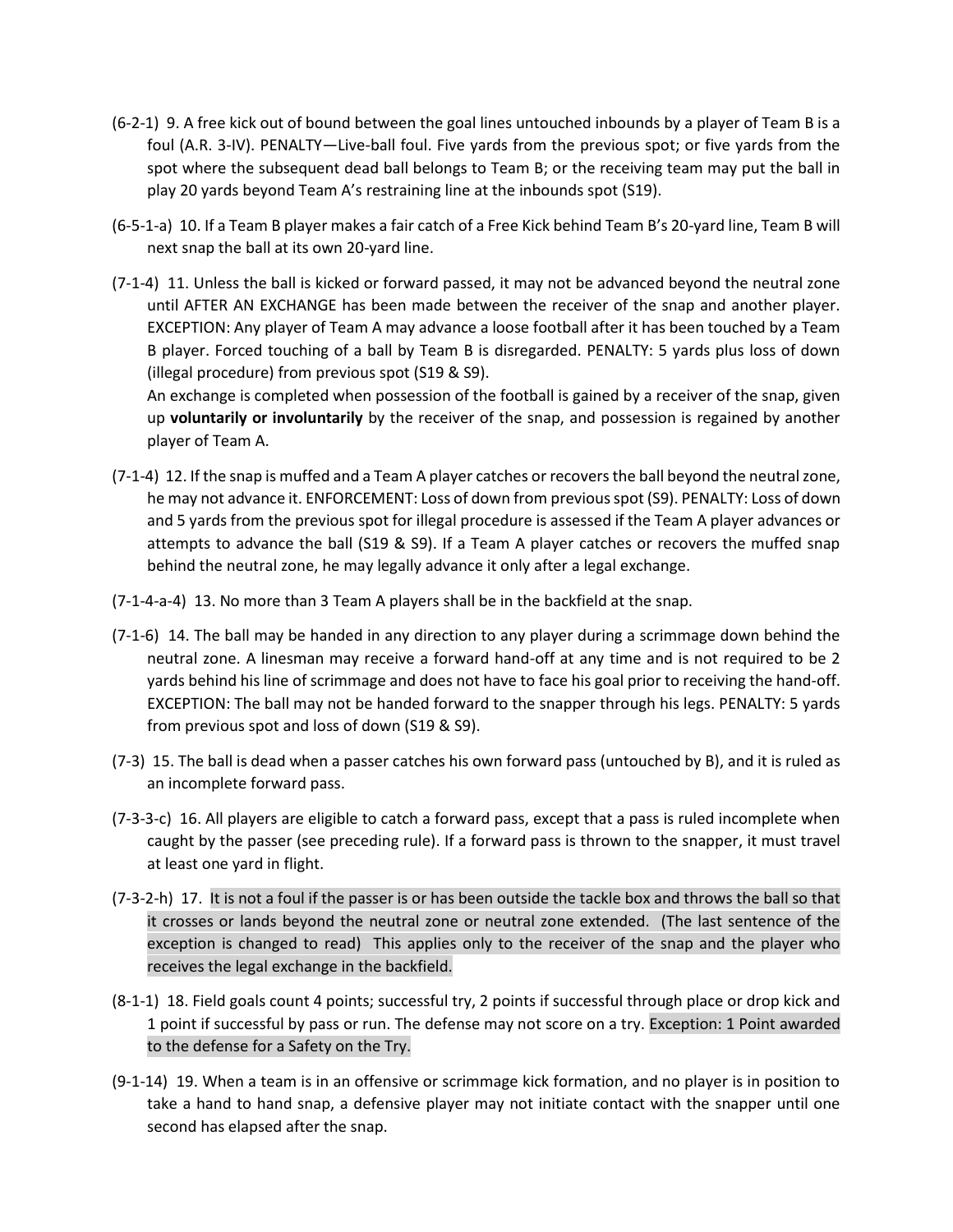(6-2-1) 9. A free kick out of bound between the goal lines untouched inbounds by a player of Team B is a foul (A.R. 3-IV). PENALTY—Live-ball foul. Five yards from the previous spot; or five yards from the spot where the subsequent dead ball belongs to Team B; or the receiving team may put the ball in play 20 yards beyond Team A's restraining line at the inbounds spot (S19).

(6-5-1-a) 10. If a Team B player makes a fair catch of a Free Kick behind Team B's 20-yard line, Team B will next snap the ball at its own 20-yard line.

(7-1-4) 11. Unless the ball is kicked or forward passed, it may not be advanced beyond the neutral zone until AFTER AN EXCHANGE has been made between the receiver of the snap and another player. EXCEPTION: Any player of Team A may advance a loose football after it has been touched by a Team B player. Forced touching of a ball by Team B is disregarded. PENALTY: 5 yards plus loss of down (illegal procedure) from previous spot (S19 & S9).

An exchange is completed when possession of the football is gained by a receiver of the snap, given up **voluntarily or involuntarily** by the receiver of the snap, and possession is regained by another player of Team A.

(7-1-4) 12. If the snap is muffed and a Team A player catches or recovers the ball beyond the neutral zone, he may not advance it. ENFORCEMENT: Loss of down from previous spot (S9). PENALTY: Loss of down and 5 yards from the previous spot for illegal procedure is assessed if the Team A player advances or attempts to advance the ball (S19 & S9). If a Team A player catches or recovers the muffed snap behind the neutral zone, he may legally advance it only after a legal exchange.

(7-1-4-a-4) 13. No more than 3 Team A players shall be in the backfield at the snap.

(7-1-6) 14. The ball may be handed in any direction to any player during a scrimmage down behind the neutral zone. A linesman may receive a forward hand-off at any time and is not required to be 2 yards behind his line of scrimmage and does not have to face his goal prior to receiving the hand-off. EXCEPTION: The ball may not be handed forward to the snapper through his legs. PENALTY: 5 yards from previous spot and loss of down (S19 & S9).

(7-3) 15. The ball is dead when a passer catches his own forward pass (untouched by B), and it is ruled as an incomplete forward pass.

(7-3-3-c) 16. All players are eligible to catch a forward pass, except that a pass is ruled incomplete when caught by the passer (see preceding rule). If a forward pass is thrown to the snapper, it must travel at least one yard in flight.

(7-3-2-h) 17. It is not a foul if the passer is or has been outside the tackle box and throws the ball so that it crosses or lands beyond the neutral zone or neutral zone extended. (The last sentence of the exception is changed to read) This applies only to the receiver of the snap and the player who receives the legal exchange in the backfield.

(8-1-1) 18. Field goals count 4 points; successful try, 2 points if successful through place or drop kick and 1 point if successful by pass or run. The defense may not score on a try. Exception: 1 Point awarded to the defense for a Safety on the Try.

(9-1-14) 19. When a team is in an offensive or scrimmage kick formation, and no player is in position to take a hand to hand snap, a defensive player may not initiate contact with the snapper until one second has elapsed after the snap.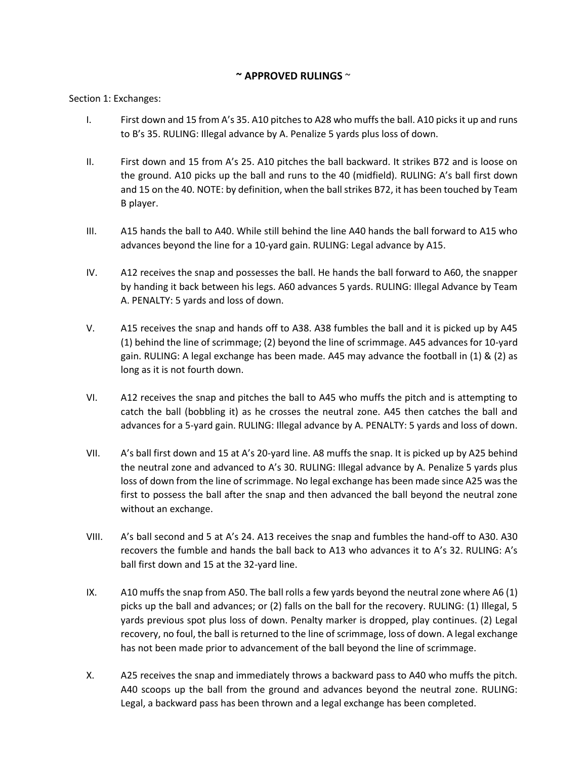# ~ APPROVED RULINGS ~

Section 1: Exchanges:

I. First down and 15 from A's 35. A10 pitches to A28 who muffs the ball. A10 picks it up and runs to B's 35. RULING: Illegal advance by A. Penalize 5 yards plus loss of down.

II. First down and 15 from A's 25. A10 pitches the ball backward. It strikes B72 and is loose on the ground. A10 picks up the ball and runs to the 40 (midfield). RULING: A's ball first down and 15 on the 40. NOTE: by definition, when the ball strikes B72, it has been touched by Team B player.

III. A15 hands the ball to A40. While still behind the line A40 hands the ball forward to A15 who advances beyond the line for a 10-yard gain. RULING: Legal advance by A15.

IV. A12 receives the snap and possesses the ball. He hands the ball forward to A60, the snapper by handing it back between his legs. A60 advances 5 yards. RULING: Illegal Advance by Team A. PENALTY: 5 yards and loss of down.

V. A15 receives the snap and hands off to A38. A38 fumbles the ball and it is picked up by A45 (1) behind the line of scrimmage; (2) beyond the line of scrimmage. A45 advances for 10-yard gain. RULING: A legal exchange has been made. A45 may advance the football in (1) & (2) as long as it is not fourth down.

VI. A12 receives the snap and pitches the ball to A45 who muffs the pitch and is attempting to catch the ball (bobbling it) as he crosses the neutral zone. A45 then catches the ball and advances for a 5-yard gain. RULING: Illegal advance by A. PENALTY: 5 yards and loss of down.

VII. A's ball first down and 15 at A's 20-yard line. A8 muffs the snap. It is picked up by A25 behind the neutral zone and advanced to A's 30. RULING: Illegal advance by A. Penalize 5 yards plus loss of down from the line of scrimmage. No legal exchange has been made since A25 was the first to possess the ball after the snap and then advanced the ball beyond the neutral zone without an exchange.

VIII. A's ball second and 5 at A's 24. A13 receives the snap and fumbles the hand-off to A30. A30 recovers the fumble and hands the ball back to A13 who advances it to A's 32. RULING: A's ball first down and 15 at the 32-yard line.

IX. A10 muffs the snap from A50. The ball rolls a few yards beyond the neutral zone where A6 (1) picks up the ball and advances; or (2) falls on the ball for the recovery. RULING: (1) Illegal, 5 yards previous spot plus loss of down. Penalty marker is dropped, play continues. (2) Legal recovery, no foul, the ball is returned to the line of scrimmage, loss of down. A legal exchange has not been made prior to advancement of the ball beyond the line of scrimmage.

X. A25 receives the snap and immediately throws a backward pass to A40 who muffs the pitch. A40 scoops up the ball from the ground and advances beyond the neutral zone. RULING: Legal, a backward pass has been thrown and a legal exchange has been completed.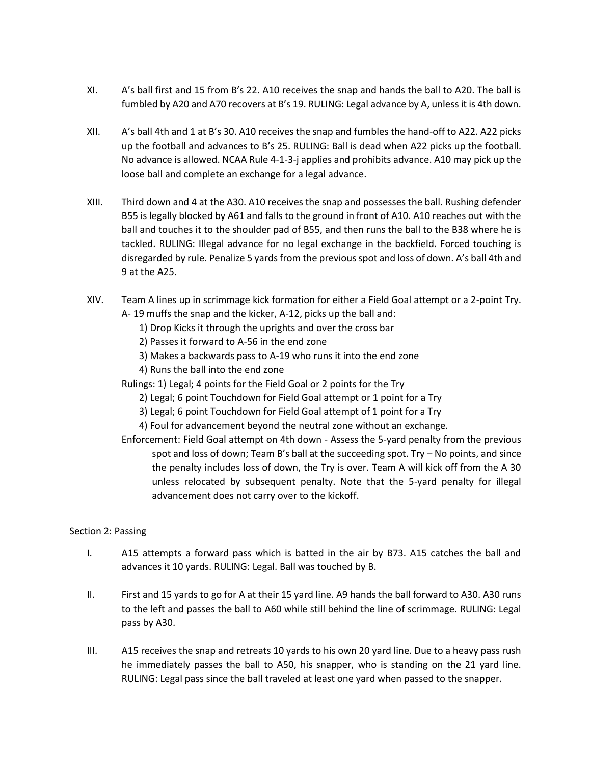XI. A's ball first and 15 from B's 22. A10 receives the snap and hands the ball to A20. The ball is fumbled by A20 and A70 recovers at B's 19. RULING: Legal advance by A, unless it is 4th down.

XII. A's ball 4th and 1 at B's 30. A10 receives the snap and fumbles the hand-off to A22. A22 picks up the football and advances to B's 25. RULING: Ball is dead when A22 picks up the football. No advance is allowed. NCAA Rule 4-1-3-j applies and prohibits advance. A10 may pick up the loose ball and complete an exchange for a legal advance.

XIII. Third down and 4 at the A30. A10 receives the snap and possesses the ball. Rushing defender B55 is legally blocked by A61 and falls to the ground in front of A10. A10 reaches out with the ball and touches it to the shoulder pad of B55, and then runs the ball to the B38 where he is tackled. RULING: Illegal advance for no legal exchange in the backfield. Forced touching is disregarded by rule. Penalize 5 yards from the previous spot and loss of down. A's ball 4th and 9 at the A25.

XIV. Team A lines up in scrimmage kick formation for either a Field Goal attempt or a 2-point Try. A- 19 muffs the snap and the kicker, A-12, picks up the ball and:

1) Drop Kicks it through the uprights and over the cross bar
2) Passes it forward to A-56 in the end zone
3) Makes a backwards pass to A-19 who runs it into the end zone
4) Runs the ball into the end zone

Rulings: 1) Legal; 4 points for the Field Goal or 2 points for the Try

2) Legal; 6 point Touchdown for Field Goal attempt or 1 point for a Try
3) Legal; 6 point Touchdown for Field Goal attempt of 1 point for a Try
4) Foul for advancement beyond the neutral zone without an exchange.

Enforcement: Field Goal attempt on 4th down - Assess the 5-yard penalty from the previous spot and loss of down; Team B's ball at the succeeding spot. Try – No points, and since the penalty includes loss of down, the Try is over. Team A will kick off from the A 30 unless relocated by subsequent penalty. Note that the 5-yard penalty for illegal advancement does not carry over to the kickoff.

Section 2: Passing

I. A15 attempts a forward pass which is batted in the air by B73. A15 catches the ball and advances it 10 yards. RULING: Legal. Ball was touched by B.

II. First and 15 yards to go for A at their 15 yard line. A9 hands the ball forward to A30. A30 runs to the left and passes the ball to A60 while still behind the line of scrimmage. RULING: Legal pass by A30.

III. A15 receives the snap and retreats 10 yards to his own 20 yard line. Due to a heavy pass rush he immediately passes the ball to A50, his snapper, who is standing on the 21 yard line. RULING: Legal pass since the ball traveled at least one yard when passed to the snapper.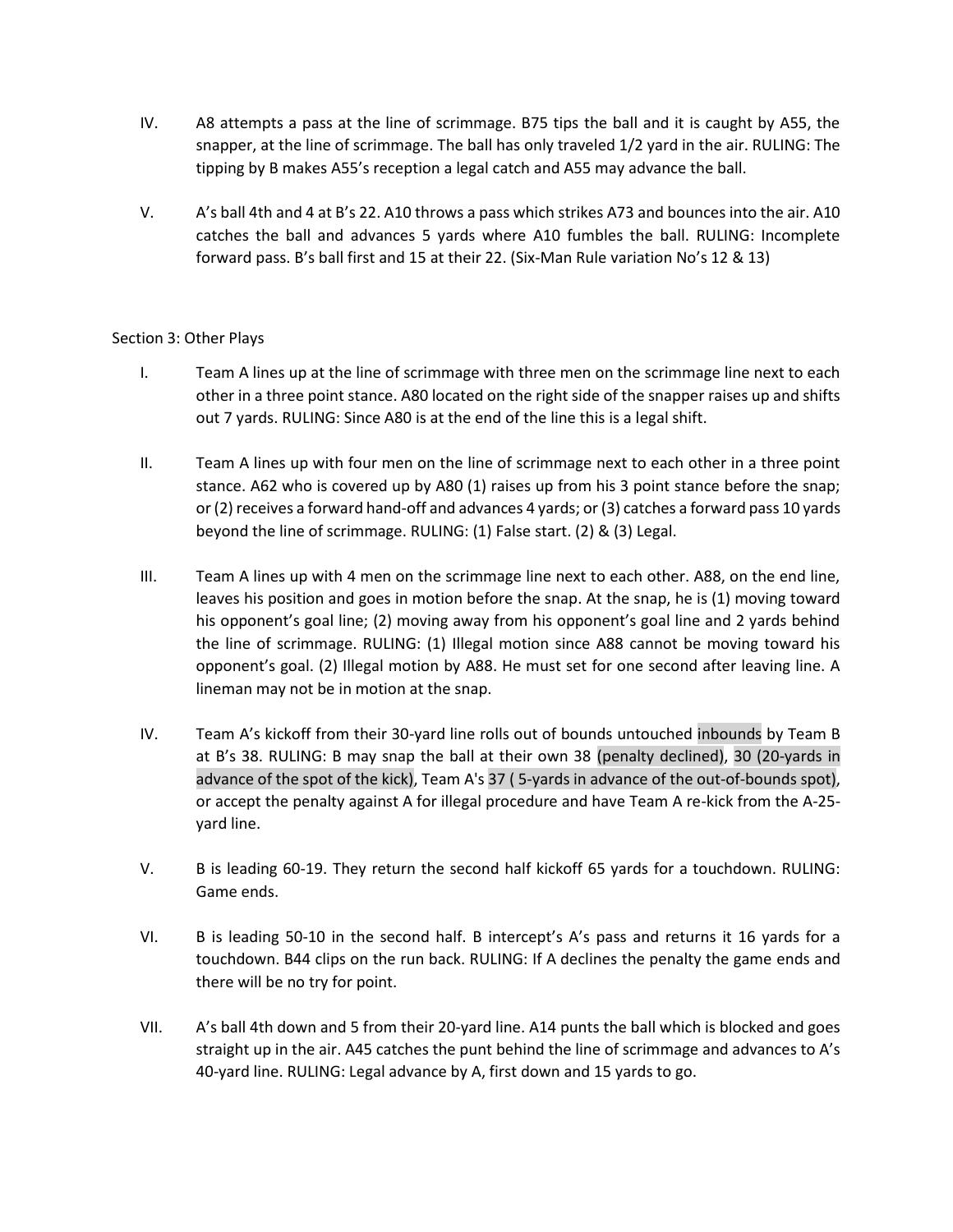IV. A8 attempts a pass at the line of scrimmage. B75 tips the ball and it is caught by A55, the snapper, at the line of scrimmage. The ball has only traveled 1/2 yard in the air. RULING: The tipping by B makes A55's reception a legal catch and A55 may advance the ball.

V. A's ball 4th and 4 at B's 22. A10 throws a pass which strikes A73 and bounces into the air. A10 catches the ball and advances 5 yards where A10 fumbles the ball. RULING: Incomplete forward pass. B's ball first and 15 at their 22. (Six-Man Rule variation No's 12 & 13)

Section 3: Other Plays

I. Team A lines up at the line of scrimmage with three men on the scrimmage line next to each other in a three point stance. A80 located on the right side of the snapper raises up and shifts out 7 yards. RULING: Since A80 is at the end of the line this is a legal shift.

II. Team A lines up with four men on the line of scrimmage next to each other in a three point stance. A62 who is covered up by A80 (1) raises up from his 3 point stance before the snap; or (2) receives a forward hand-off and advances 4 yards; or (3) catches a forward pass 10 yards beyond the line of scrimmage. RULING: (1) False start. (2) & (3) Legal.

III. Team A lines up with 4 men on the scrimmage line next to each other. A88, on the end line, leaves his position and goes in motion before the snap. At the snap, he is (1) moving toward his opponent's goal line; (2) moving away from his opponent's goal line and 2 yards behind the line of scrimmage. RULING: (1) Illegal motion since A88 cannot be moving toward his opponent's goal. (2) Illegal motion by A88. He must set for one second after leaving line. A lineman may not be in motion at the snap.

IV. Team A's kickoff from their 30-yard line rolls out of bounds untouched inbounds by Team B at B's 38. RULING: B may snap the ball at their own 38 (penalty declined), 30 (20-yards in advance of the spot of the kick), Team A's 37 ( 5-yards in advance of the out-of-bounds spot), or accept the penalty against A for illegal procedure and have Team A re-kick from the A-25-yard line.

V. B is leading 60-19. They return the second half kickoff 65 yards for a touchdown. RULING: Game ends.

VI. B is leading 50-10 in the second half. B intercept's A's pass and returns it 16 yards for a touchdown. B44 clips on the run back. RULING: If A declines the penalty the game ends and there will be no try for point.

VII. A's ball 4th down and 5 from their 20-yard line. A14 punts the ball which is blocked and goes straight up in the air. A45 catches the punt behind the line of scrimmage and advances to A's 40-yard line. RULING: Legal advance by A, first down and 15 yards to go.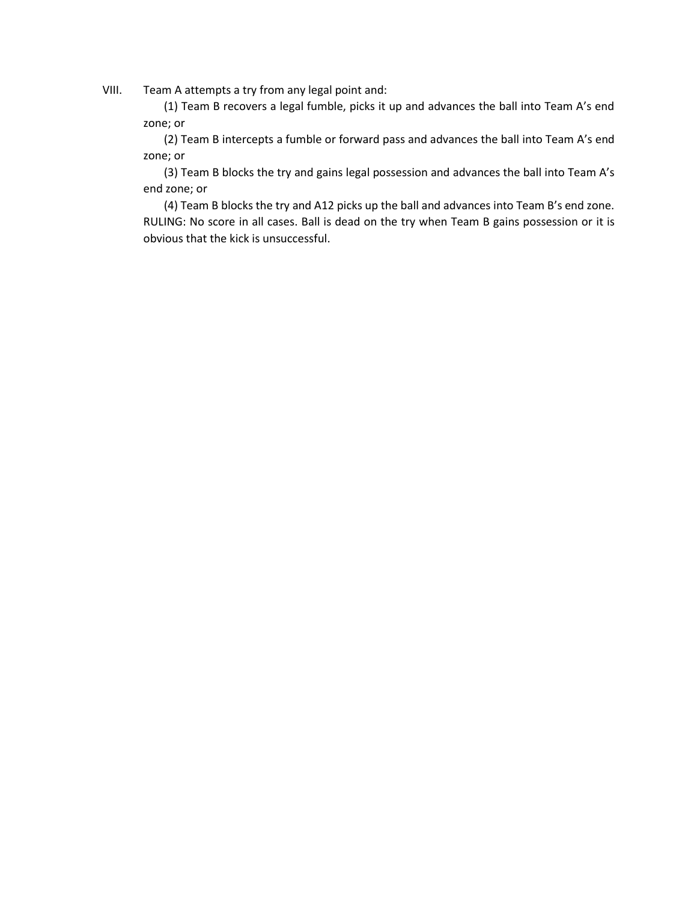VIII. Team A attempts a try from any legal point and:

(1) Team B recovers a legal fumble, picks it up and advances the ball into Team A's end zone; or

(2) Team B intercepts a fumble or forward pass and advances the ball into Team A's end zone; or

(3) Team B blocks the try and gains legal possession and advances the ball into Team A's end zone; or

(4) Team B blocks the try and A12 picks up the ball and advances into Team B's end zone.

RULING: No score in all cases. Ball is dead on the try when Team B gains possession or it is obvious that the kick is unsuccessful.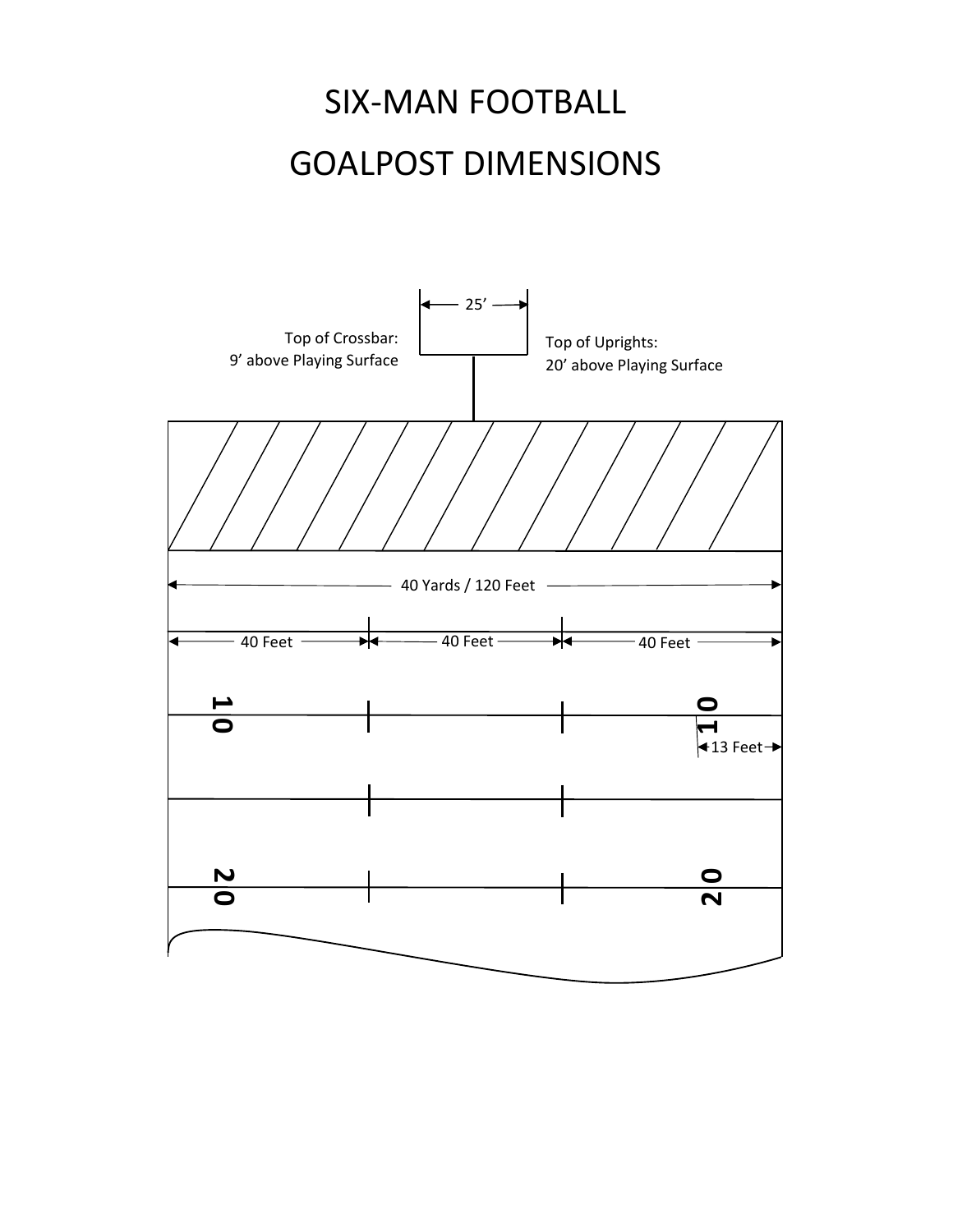# SIX-MAN FOOTBALL

# GOALPOST DIMENSIONS

25'

Top of Crossbar:
9' above Playing Surface

Top of Uprights:
20' above Playing Surface

40 Yards / 120 Feet

40 Feet

40 Feet

40 Feet

10

10

13 Feet

20

20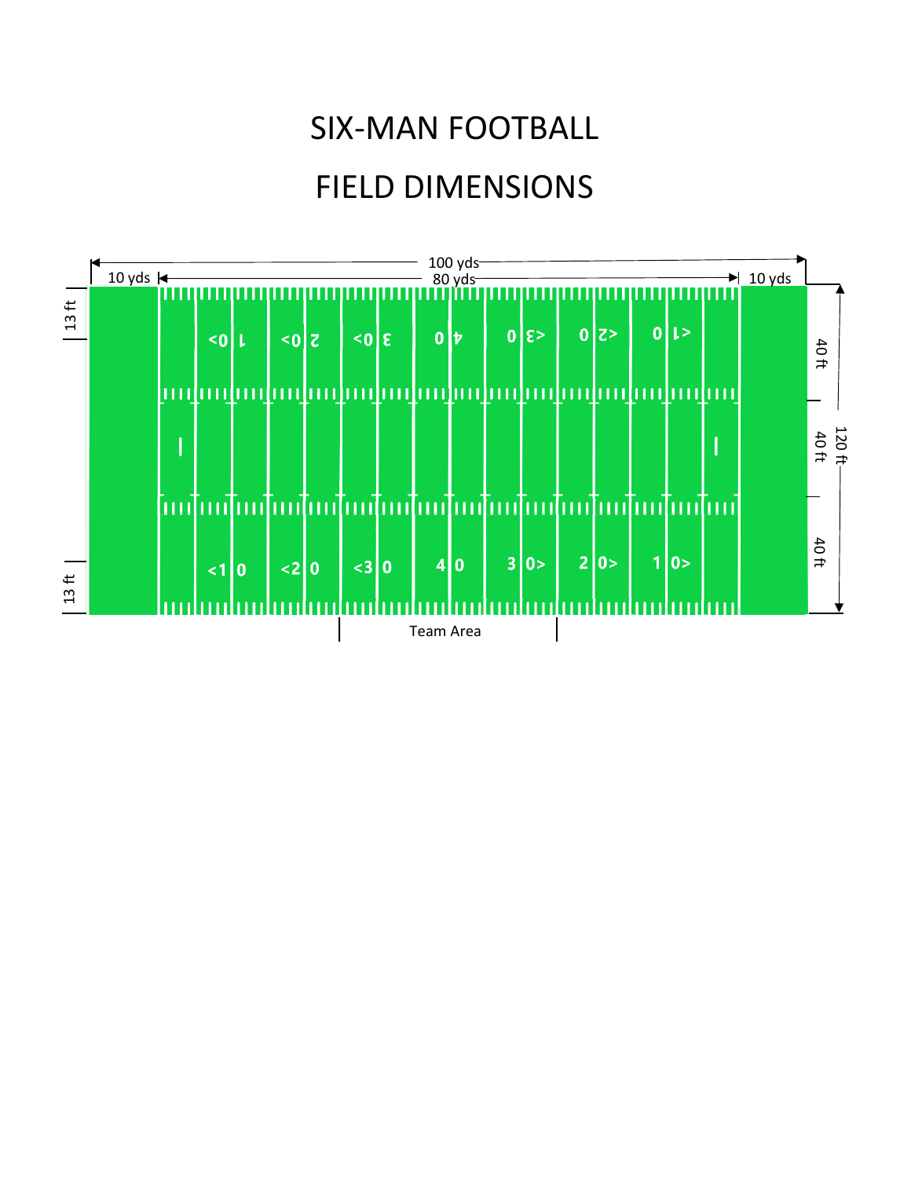# SIX-MAN FOOTBALL

# FIELD DIMENSIONS

100 yds

10 yds

80 yds

10 yds

13 ft

13 ft

40 ft

40 ft

40 ft

120 ft

<1 0

<2 0

<3 0

4 0

3 0>

2 0>

1 0>

Team Area